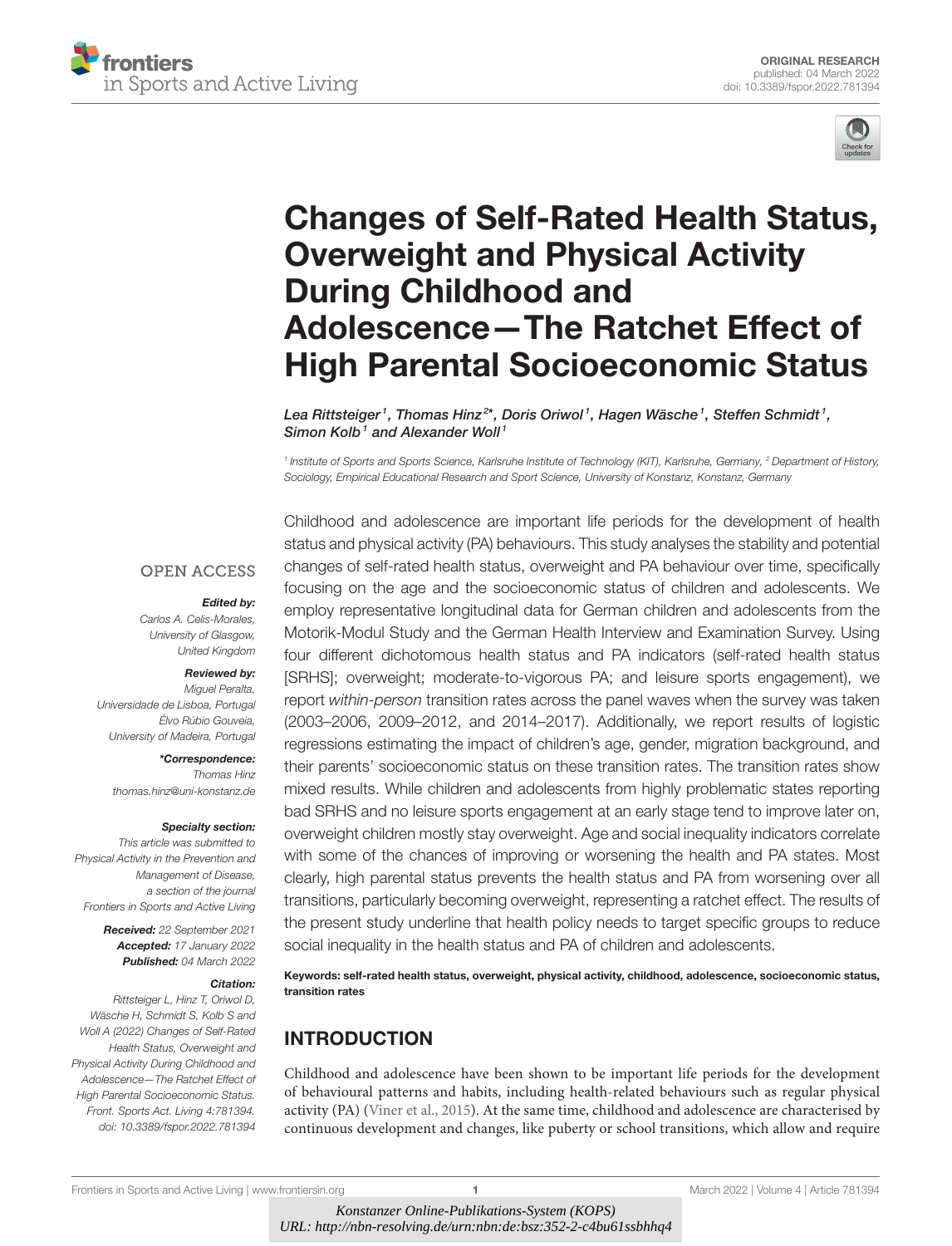ORIGINAL RESEARCH
published: 04 March 2022
doi: 10.3389/fspor.2022.781394

# Changes of Self-Rated Health Status, Overweight and Physical Activity During Childhood and Adolescence—The Ratchet Effect of High Parental Socioeconomic Status

*Lea Rittsteiger[1], Thomas Hinz[2]\*, Doris Oriwol[1], Hagen Wäsche[1], Steffen Schmidt[1], Simon Kolb[1] and Alexander Woll[1]*

[1] Institute of Sports and Sports Science, Karlsruhe Institute of Technology (KIT), Karlsruhe, Germany, [2] Department of History, Sociology, Empirical Educational Research and Sport Science, University of Konstanz, Konstanz, Germany

OPEN ACCESS

***Edited by:***
Carlos A. Celis-Morales, University of Glasgow, United Kingdom

***Reviewed by:***
Miguel Peralta, Universidade de Lisboa, Portugal
Élvo Rúbio Gouveia, University of Madeira, Portugal

***\*Correspondence:***
Thomas Hinz
thomas.hinz@uni-konstanz.de

***Specialty section:***
This article was submitted to Physical Activity in the Prevention and Management of Disease, a section of the journal Frontiers in Sports and Active Living

***Received:*** 22 September 2021
***Accepted:*** 17 January 2022
***Published:*** 04 March 2022

***Citation:***
Rittsteiger L, Hinz T, Oriwol D, Wäsche H, Schmidt S, Kolb S and Woll A (2022) Changes of Self-Rated Health Status, Overweight and Physical Activity During Childhood and Adolescence—The Ratchet Effect of High Parental Socioeconomic Status. Front. Sports Act. Living 4:781394. doi: 10.3389/fspor.2022.781394

Childhood and adolescence are important life periods for the development of health status and physical activity (PA) behaviours. This study analyses the stability and potential changes of self-rated health status, overweight and PA behaviour over time, specifically focusing on the age and the socioeconomic status of children and adolescents. We employ representative longitudinal data for German children and adolescents from the Motorik-Modul Study and the German Health Interview and Examination Survey. Using four different dichotomous health status and PA indicators (self-rated health status [SRHS]; overweight; moderate-to-vigorous PA; and leisure sports engagement), we report *within-person* transition rates across the panel waves when the survey was taken (2003–2006, 2009–2012, and 2014–2017). Additionally, we report results of logistic regressions estimating the impact of children's age, gender, migration background, and their parents' socioeconomic status on these transition rates. The transition rates show mixed results. While children and adolescents from highly problematic states reporting bad SRHS and no leisure sports engagement at an early stage tend to improve later on, overweight children mostly stay overweight. Age and social inequality indicators correlate with some of the chances of improving or worsening the health and PA states. Most clearly, high parental status prevents the health status and PA from worsening over all transitions, particularly becoming overweight, representing a ratchet effect. The results of the present study underline that health policy needs to target specific groups to reduce social inequality in the health status and PA of children and adolescents.

**Keywords: self-rated health status, overweight, physical activity, childhood, adolescence, socioeconomic status, transition rates**

## INTRODUCTION

Childhood and adolescence have been shown to be important life periods for the development of behavioural patterns and habits, including health-related behaviours such as regular physical activity (PA) (Viner et al., 2015). At the same time, childhood and adolescence are characterised by continuous development and changes, like puberty or school transitions, which allow and require

*Konstanzer Online-Publikations-System (KOPS)*
*URL: http://nbn-resolving.de/urn:nbn:de:bsz:352-2-c4bu61ssbhhq4*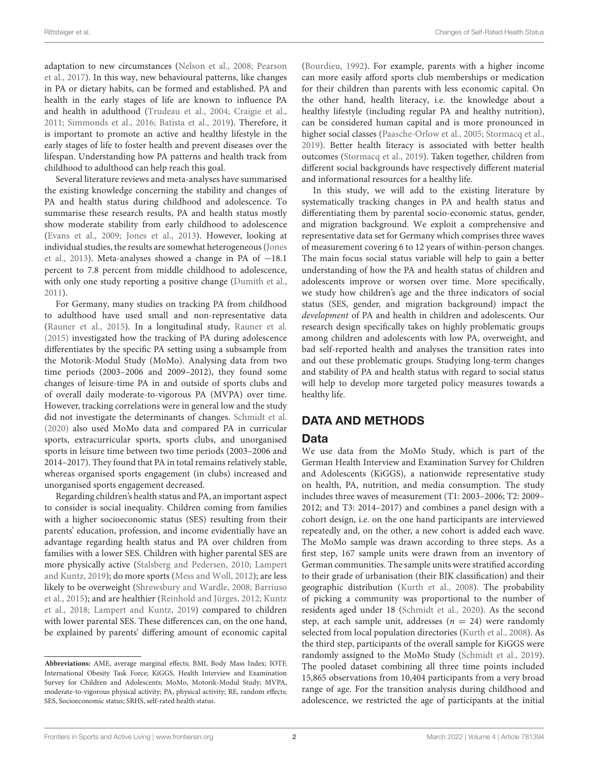adaptation to new circumstances (Nelson et al., 2008; Pearson et al., 2017). In this way, new behavioural patterns, like changes in PA or dietary habits, can be formed and established. PA and health in the early stages of life are known to influence PA and health in adulthood (Trudeau et al., 2004; Craigie et al., 2011; Simmonds et al., 2016; Batista et al., 2019). Therefore, it is important to promote an active and healthy lifestyle in the early stages of life to foster health and prevent diseases over the lifespan. Understanding how PA patterns and health track from childhood to adulthood can help reach this goal.

Several literature reviews and meta-analyses have summarised the existing knowledge concerning the stability and changes of PA and health status during childhood and adolescence. To summarise these research results, PA and health status mostly show moderate stability from early childhood to adolescence (Evans et al., 2009; Jones et al., 2013). However, looking at individual studies, the results are somewhat heterogeneous (Jones et al., 2013). Meta-analyses showed a change in PA of −18.1 percent to 7.8 percent from middle childhood to adolescence, with only one study reporting a positive change (Dumith et al., 2011).

For Germany, many studies on tracking PA from childhood to adulthood have used small and non-representative data (Rauner et al., 2015). In a longitudinal study, Rauner et al. (2015) investigated how the tracking of PA during adolescence differentiates by the specific PA setting using a subsample from the Motorik-Modul Study (MoMo). Analysing data from two time periods (2003–2006 and 2009–2012), they found some changes of leisure-time PA in and outside of sports clubs and of overall daily moderate-to-vigorous PA (MVPA) over time. However, tracking correlations were in general low and the study did not investigate the determinants of changes. Schmidt et al. (2020) also used MoMo data and compared PA in curricular sports, extracurricular sports, sports clubs, and unorganised sports in leisure time between two time periods (2003–2006 and 2014–2017). They found that PA in total remains relatively stable, whereas organised sports engagement (in clubs) increased and unorganised sports engagement decreased.

Regarding children's health status and PA, an important aspect to consider is social inequality. Children coming from families with a higher socioeconomic status (SES) resulting from their parents' education, profession, and income evidentially have an advantage regarding health status and PA over children from families with a lower SES. Children with higher parental SES are more physically active (Stalsberg and Pedersen, 2010; Lampert and Kuntz, 2019); do more sports (Mess and Woll, 2012); are less likely to be overweight (Shrewsbury and Wardle, 2008; Barriuso et al., 2015); and are healthier (Reinhold and Jürges, 2012; Kuntz et al., 2018; Lampert and Kuntz, 2019) compared to children with lower parental SES. These differences can, on the one hand, be explained by parents' differing amount of economic capital (Bourdieu, 1992). For example, parents with a higher income can more easily afford sports club memberships or medication for their children than parents with less economic capital. On the other hand, health literacy, i.e. the knowledge about a healthy lifestyle (including regular PA and healthy nutrition), can be considered human capital and is more pronounced in higher social classes (Paasche-Orlow et al., 2005; Stormacq et al., 2019). Better health literacy is associated with better health outcomes (Stormacq et al., 2019). Taken together, children from different social backgrounds have respectively different material and informational resources for a healthy life.

In this study, we will add to the existing literature by systematically tracking changes in PA and health status and differentiating them by parental socio-economic status, gender, and migration background. We exploit a comprehensive and representative data set for Germany which comprises three waves of measurement covering 6 to 12 years of within-person changes. The main focus social status variable will help to gain a better understanding of how the PA and health status of children and adolescents improve or worsen over time. More specifically, we study how children's age and the three indicators of social status (SES, gender, and migration background) impact the *development* of PA and health in children and adolescents. Our research design specifically takes on highly problematic groups among children and adolescents with low PA, overweight, and bad self-reported health and analyses the transition rates into and out these problematic groups. Studying long-term changes and stability of PA and health status with regard to social status will help to develop more targeted policy measures towards a healthy life.

## DATA AND METHODS

### Data

We use data from the MoMo Study, which is part of the German Health Interview and Examination Survey for Children and Adolescents (KiGGS), a nationwide representative study on health, PA, nutrition, and media consumption. The study includes three waves of measurement (T1: 2003–2006; T2: 2009–2012; and T3: 2014–2017) and combines a panel design with a cohort design, i.e. on the one hand participants are interviewed repeatedly and, on the other, a new cohort is added each wave. The MoMo sample was drawn according to three steps. As a first step, 167 sample units were drawn from an inventory of German communities. The sample units were stratified according to their grade of urbanisation (their BIK classification) and their geographic distribution (Kurth et al., 2008). The probability of picking a community was proportional to the number of residents aged under 18 (Schmidt et al., 2020). As the second step, at each sample unit, addresses ($n = 24$) were randomly selected from local population directories (Kurth et al., 2008). As the third step, participants of the overall sample for KiGGS were randomly assigned to the MoMo Study (Schmidt et al., 2019). The pooled dataset combining all three time points included 15,865 observations from 10,404 participants from a very broad range of age. For the transition analysis during childhood and adolescence, we restricted the age of participants at the initial

**Abbreviations:** AME, average marginal effects; BMI, Body Mass Index; IOTF, International Obesity Task Force; KiGGS, Health Interview and Examination Survey for Children and Adolescents; MoMo, Motorik-Modul Study; MVPA, moderate-to-vigorous physical activity; PA, physical activity; RE, random effects; SES, Socioeconomic status; SRHS, self-rated health status.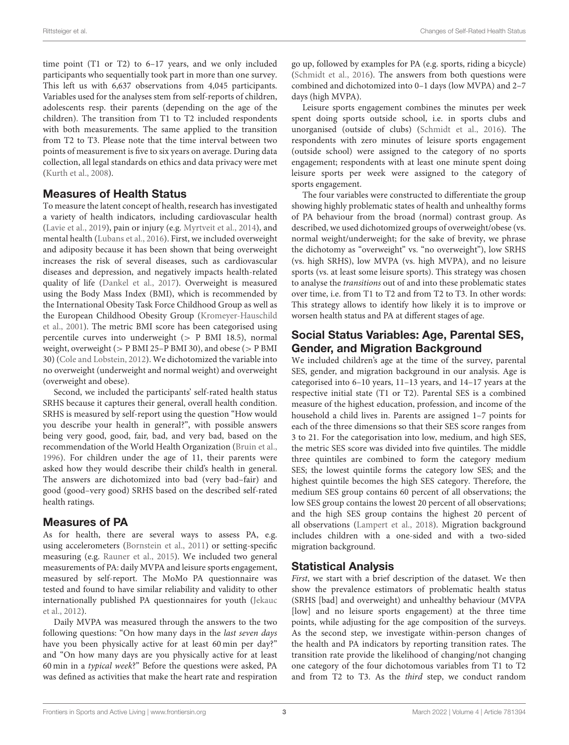time point (T1 or T2) to 6–17 years, and we only included participants who sequentially took part in more than one survey. This left us with 6,637 observations from 4,045 participants. Variables used for the analyses stem from self-reports of children, adolescents resp. their parents (depending on the age of the children). The transition from T1 to T2 included respondents with both measurements. The same applied to the transition from T2 to T3. Please note that the time interval between two points of measurement is five to six years on average. During data collection, all legal standards on ethics and data privacy were met (Kurth et al., 2008).

## Measures of Health Status

To measure the latent concept of health, research has investigated a variety of health indicators, including cardiovascular health (Lavie et al., 2019), pain or injury (e.g. Myrtveit et al., 2014), and mental health (Lubans et al., 2016). First, we included overweight and adiposity because it has been shown that being overweight increases the risk of several diseases, such as cardiovascular diseases and depression, and negatively impacts health-related quality of life (Dankel et al., 2017). Overweight is measured using the Body Mass Index (BMI), which is recommended by the International Obesity Task Force Childhood Group as well as the European Childhood Obesity Group (Kromeyer-Hauschild et al., 2001). The metric BMI score has been categorised using percentile curves into underweight (> P BMI 18.5), normal weight, overweight (> P BMI 25–P BMI 30), and obese (> P BMI 30) (Cole and Lobstein, 2012). We dichotomized the variable into no overweight (underweight and normal weight) and overweight (overweight and obese).

Second, we included the participants' self-rated health status SRHS because it captures their general, overall health condition. SRHS is measured by self-report using the question "How would you describe your health in general?", with possible answers being very good, good, fair, bad, and very bad, based on the recommendation of the World Health Organization (Bruin et al., 1996). For children under the age of 11, their parents were asked how they would describe their child's health in general. The answers are dichotomized into bad (very bad–fair) and good (good–very good) SRHS based on the described self-rated health ratings.

## Measures of PA

As for health, there are several ways to assess PA, e.g. using accelerometers (Bornstein et al., 2011) or setting-specific measuring (e.g. Rauner et al., 2015). We included two general measurements of PA: daily MVPA and leisure sports engagement, measured by self-report. The MoMo PA questionnaire was tested and found to have similar reliability and validity to other internationally published PA questionnaires for youth (Jekauc et al., 2012).

Daily MVPA was measured through the answers to the two following questions: "On how many days in the *last seven days* have you been physically active for at least 60 min per day?" and "On how many days are you physically active for at least 60 min in a *typical week*?" Before the questions were asked, PA was defined as activities that make the heart rate and respiration go up, followed by examples for PA (e.g. sports, riding a bicycle) (Schmidt et al., 2016). The answers from both questions were combined and dichotomized into 0–1 days (low MVPA) and 2–7 days (high MVPA).

Leisure sports engagement combines the minutes per week spent doing sports outside school, i.e. in sports clubs and unorganised (outside of clubs) (Schmidt et al., 2016). The respondents with zero minutes of leisure sports engagement (outside school) were assigned to the category of no sports engagement; respondents with at least one minute spent doing leisure sports per week were assigned to the category of sports engagement.

The four variables were constructed to differentiate the group showing highly problematic states of health and unhealthy forms of PA behaviour from the broad (normal) contrast group. As described, we used dichotomized groups of overweight/obese (vs. normal weight/underweight; for the sake of brevity, we phrase the dichotomy as "overweight" vs. "no overweight"), low SRHS (vs. high SRHS), low MVPA (vs. high MVPA), and no leisure sports (vs. at least some leisure sports). This strategy was chosen to analyse the *transitions* out of and into these problematic states over time, i.e. from T1 to T2 and from T2 to T3. In other words: This strategy allows to identify how likely it is to improve or worsen health status and PA at different stages of age.

## Social Status Variables: Age, Parental SES, Gender, and Migration Background

We included children's age at the time of the survey, parental SES, gender, and migration background in our analysis. Age is categorised into 6–10 years, 11–13 years, and 14–17 years at the respective initial state (T1 or T2). Parental SES is a combined measure of the highest education, profession, and income of the household a child lives in. Parents are assigned 1–7 points for each of the three dimensions so that their SES score ranges from 3 to 21. For the categorisation into low, medium, and high SES, the metric SES score was divided into five quintiles. The middle three quintiles are combined to form the category medium SES; the lowest quintile forms the category low SES; and the highest quintile becomes the high SES category. Therefore, the medium SES group contains 60 percent of all observations; the low SES group contains the lowest 20 percent of all observations; and the high SES group contains the highest 20 percent of all observations (Lampert et al., 2018). Migration background includes children with a one-sided and with a two-sided migration background.

## Statistical Analysis

*First*, we start with a brief description of the dataset. We then show the prevalence estimators of problematic health status (SRHS [bad] and overweight) and unhealthy behaviour (MVPA [low] and no leisure sports engagement) at the three time points, while adjusting for the age composition of the surveys. As the second step, we investigate within-person changes of the health and PA indicators by reporting transition rates. The transition rate provide the likelihood of changing/not changing one category of the four dichotomous variables from T1 to T2 and from T2 to T3. As the *third* step, we conduct random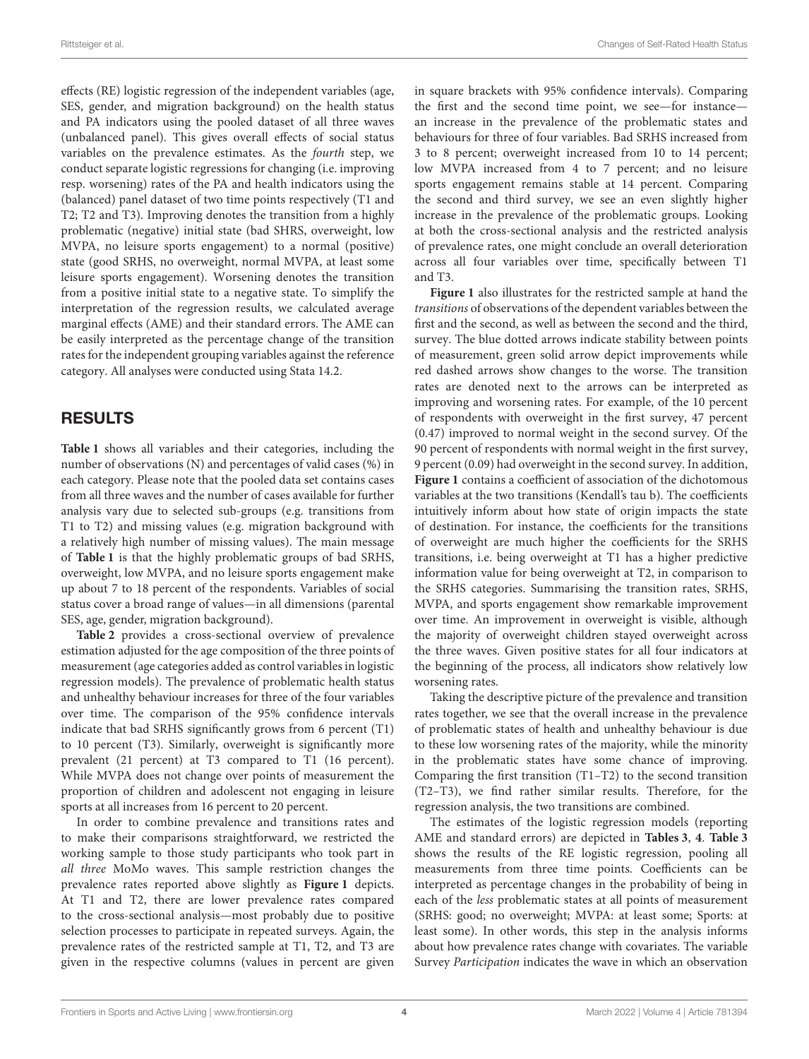effects (RE) logistic regression of the independent variables (age, SES, gender, and migration background) on the health status and PA indicators using the pooled dataset of all three waves (unbalanced panel). This gives overall effects of social status variables on the prevalence estimates. As the *fourth* step, we conduct separate logistic regressions for changing (i.e. improving resp. worsening) rates of the PA and health indicators using the (balanced) panel dataset of two time points respectively (T1 and T2; T2 and T3). Improving denotes the transition from a highly problematic (negative) initial state (bad SHRS, overweight, low MVPA, no leisure sports engagement) to a normal (positive) state (good SHRS, no overweight, normal MVPA, at least some leisure sports engagement). Worsening denotes the transition from a positive initial state to a negative state. To simplify the interpretation of the regression results, we calculated average marginal effects (AME) and their standard errors. The AME can be easily interpreted as the percentage change of the transition rates for the independent grouping variables against the reference category. All analyses were conducted using Stata 14.2.

## RESULTS

**Table 1** shows all variables and their categories, including the number of observations (N) and percentages of valid cases (%) in each category. Please note that the pooled data set contains cases from all three waves and the number of cases available for further analysis vary due to selected sub-groups (e.g. transitions from T1 to T2) and missing values (e.g. migration background with a relatively high number of missing values). The main message of **Table 1** is that the highly problematic groups of bad SRHS, overweight, low MVPA, and no leisure sports engagement make up about 7 to 18 percent of the respondents. Variables of social status cover a broad range of values—in all dimensions (parental SES, age, gender, migration background).

**Table 2** provides a cross-sectional overview of prevalence estimation adjusted for the age composition of the three points of measurement (age categories added as control variables in logistic regression models). The prevalence of problematic health status and unhealthy behaviour increases for three of the four variables over time. The comparison of the 95% confidence intervals indicate that bad SRHS significantly grows from 6 percent (T1) to 10 percent (T3). Similarly, overweight is significantly more prevalent (21 percent) at T3 compared to T1 (16 percent). While MVPA does not change over points of measurement the proportion of children and adolescent not engaging in leisure sports at all increases from 16 percent to 20 percent.

In order to combine prevalence and transitions rates and to make their comparisons straightforward, we restricted the working sample to those study participants who took part in *all three* MoMo waves. This sample restriction changes the prevalence rates reported above slightly as **Figure 1** depicts. At T1 and T2, there are lower prevalence rates compared to the cross-sectional analysis—most probably due to positive selection processes to participate in repeated surveys. Again, the prevalence rates of the restricted sample at T1, T2, and T3 are given in the respective columns (values in percent are given in square brackets with 95% confidence intervals). Comparing the first and the second time point, we see—for instance—an increase in the prevalence of the problematic states and behaviours for three of four variables. Bad SRHS increased from 3 to 8 percent; overweight increased from 10 to 14 percent; low MVPA increased from 4 to 7 percent; and no leisure sports engagement remains stable at 14 percent. Comparing the second and third survey, we see an even slightly higher increase in the prevalence of the problematic groups. Looking at both the cross-sectional analysis and the restricted analysis of prevalence rates, one might conclude an overall deterioration across all four variables over time, specifically between T1 and T3.

**Figure 1** also illustrates for the restricted sample at hand the *transitions* of observations of the dependent variables between the first and the second, as well as between the second and the third, survey. The blue dotted arrows indicate stability between points of measurement, green solid arrow depict improvements while red dashed arrows show changes to the worse. The transition rates are denoted next to the arrows can be interpreted as improving and worsening rates. For example, of the 10 percent of respondents with overweight in the first survey, 47 percent (0.47) improved to normal weight in the second survey. Of the 90 percent of respondents with normal weight in the first survey, 9 percent (0.09) had overweight in the second survey. In addition, **Figure 1** contains a coefficient of association of the dichotomous variables at the two transitions (Kendall's tau b). The coefficients intuitively inform about how state of origin impacts the state of destination. For instance, the coefficients for the transitions of overweight are much higher the coefficients for the SRHS transitions, i.e. being overweight at T1 has a higher predictive information value for being overweight at T2, in comparison to the SRHS categories. Summarising the transition rates, SRHS, MVPA, and sports engagement show remarkable improvement over time. An improvement in overweight is visible, although the majority of overweight children stayed overweight across the three waves. Given positive states for all four indicators at the beginning of the process, all indicators show relatively low worsening rates.

Taking the descriptive picture of the prevalence and transition rates together, we see that the overall increase in the prevalence of problematic states of health and unhealthy behaviour is due to these low worsening rates of the majority, while the minority in the problematic states have some chance of improving. Comparing the first transition (T1–T2) to the second transition (T2–T3), we find rather similar results. Therefore, for the regression analysis, the two transitions are combined.

The estimates of the logistic regression models (reporting AME and standard errors) are depicted in **Tables 3**, **4**. **Table 3** shows the results of the RE logistic regression, pooling all measurements from three time points. Coefficients can be interpreted as percentage changes in the probability of being in each of the *less* problematic states at all points of measurement (SRHS: good; no overweight; MVPA: at least some; Sports: at least some). In other words, this step in the analysis informs about how prevalence rates change with covariates. The variable Survey *Participation* indicates the wave in which an observation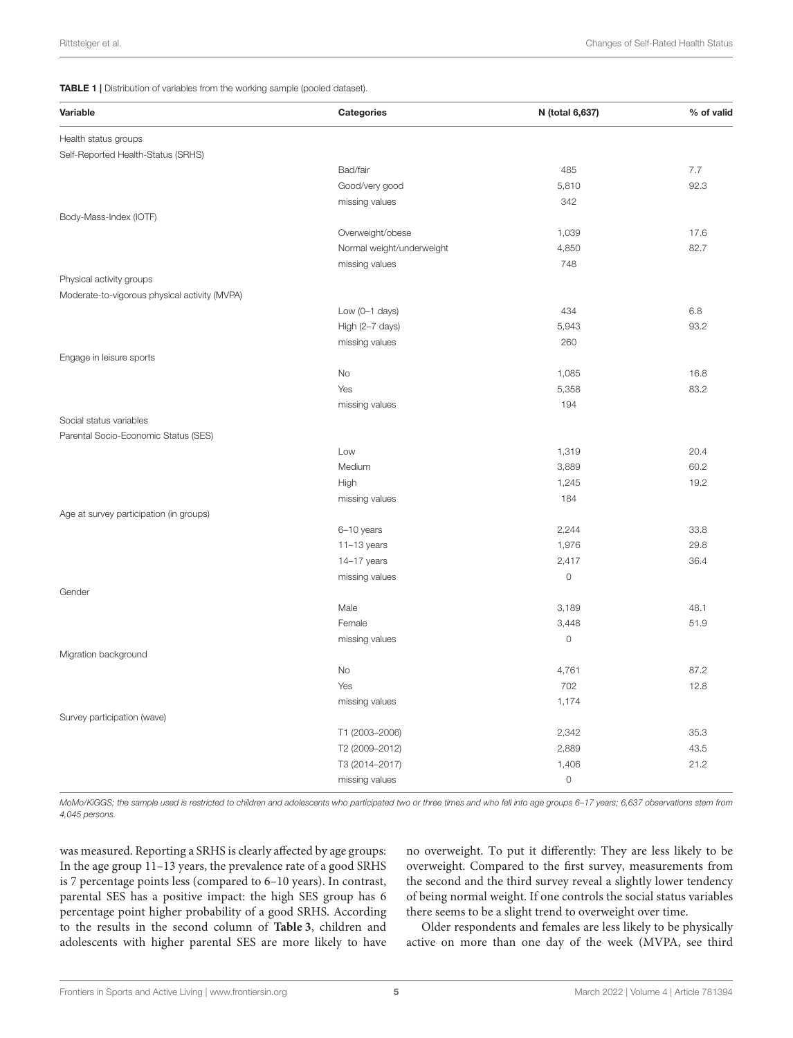**TABLE 1 |** Distribution of variables from the working sample (pooled dataset).

| Variable | Categories | N (total 6,637) | % of valid |
|---|---|---|---|
| Health status groups | | | |
| Self-Reported Health-Status (SRHS) | | | |
| | Bad/fair | 485 | 7.7 |
| | Good/very good | 5,810 | 92.3 |
| | missing values | 342 | |
| Body-Mass-Index (IOTF) | | | |
| | Overweight/obese | 1,039 | 17.6 |
| | Normal weight/underweight | 4,850 | 82.7 |
| | missing values | 748 | |
| Physical activity groups | | | |
| Moderate-to-vigorous physical activity (MVPA) | | | |
| | Low (0–1 days) | 434 | 6.8 |
| | High (2–7 days) | 5,943 | 93.2 |
| | missing values | 260 | |
| Engage in leisure sports | | | |
| | No | 1,085 | 16.8 |
| | Yes | 5,358 | 83.2 |
| | missing values | 194 | |
| Social status variables | | | |
| Parental Socio-Economic Status (SES) | | | |
| | Low | 1,319 | 20.4 |
| | Medium | 3,889 | 60.2 |
| | High | 1,245 | 19.2 |
| | missing values | 184 | |
| Age at survey participation (in groups) | | | |
| | 6–10 years | 2,244 | 33.8 |
| | 11–13 years | 1,976 | 29.8 |
| | 14–17 years | 2,417 | 36.4 |
| | missing values | 0 | |
| Gender | | | |
| | Male | 3,189 | 48.1 |
| | Female | 3,448 | 51.9 |
| | missing values | 0 | |
| Migration background | | | |
| | No | 4,761 | 87.2 |
| | Yes | 702 | 12.8 |
| | missing values | 1,174 | |
| Survey participation (wave) | | | |
| | T1 (2003–2006) | 2,342 | 35.3 |
| | T2 (2009–2012) | 2,889 | 43.5 |
| | T3 (2014–2017) | 1,406 | 21.2 |
| | missing values | 0 | |

*MoMo/KiGGS; the sample used is restricted to children and adolescents who participated two or three times and who fell into age groups 6–17 years; 6,637 observations stem from 4,045 persons.*

was measured. Reporting a SRHS is clearly affected by age groups: In the age group 11–13 years, the prevalence rate of a good SRHS is 7 percentage points less (compared to 6–10 years). In contrast, parental SES has a positive impact: the high SES group has 6 percentage point higher probability of a good SRHS. According to the results in the second column of **Table 3**, children and adolescents with higher parental SES are more likely to have no overweight. To put it differently: They are less likely to be overweight. Compared to the first survey, measurements from the second and the third survey reveal a slightly lower tendency of being normal weight. If one controls the social status variables there seems to be a slight trend to overweight over time.

Older respondents and females are less likely to be physically active on more than one day of the week (MVPA, see third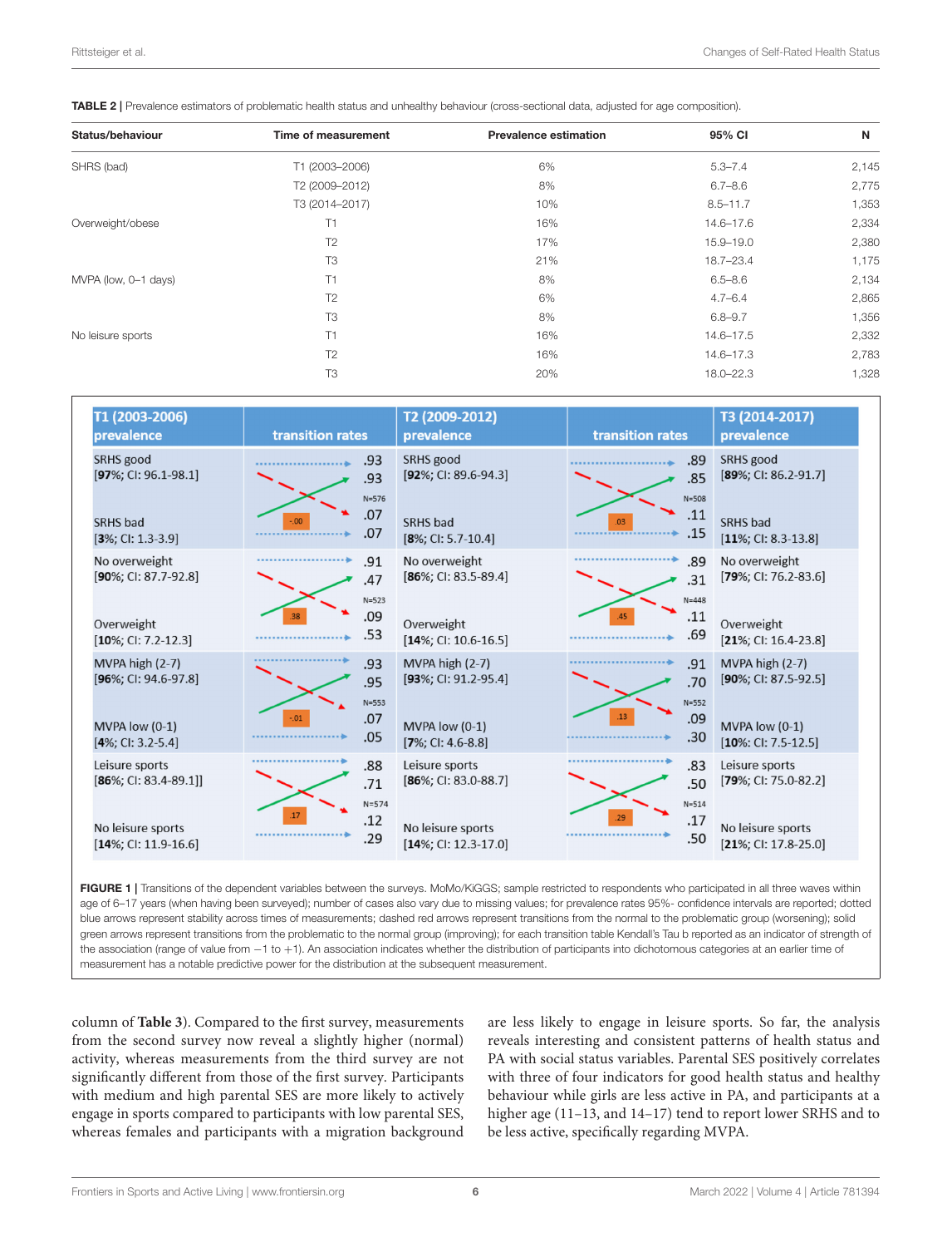**TABLE 2 |** Prevalence estimators of problematic health status and unhealthy behaviour (cross-sectional data, adjusted for age composition).

| Status/behaviour | Time of measurement | Prevalence estimation | 95% CI | N |
|---|---|---|---|---|
| SHRS (bad) | T1 (2003–2006) | 6% | 5.3–7.4 | 2,145 |
| | T2 (2009–2012) | 8% | 6.7–8.6 | 2,775 |
| | T3 (2014–2017) | 10% | 8.5–11.7 | 1,353 |
| Overweight/obese | T1 | 16% | 14.6–17.6 | 2,334 |
| | T2 | 17% | 15.9–19.0 | 2,380 |
| | T3 | 21% | 18.7–23.4 | 1,175 |
| MVPA (low, 0–1 days) | T1 | 8% | 6.5–8.6 | 2,134 |
| | T2 | 6% | 4.7–6.4 | 2,865 |
| | T3 | 8% | 6.8–9.7 | 1,356 |
| No leisure sports | T1 | 16% | 14.6–17.5 | 2,332 |
| | T2 | 16% | 14.6–17.3 | 2,783 |
| | T3 | 20% | 18.0–22.3 | 1,328 |

| T1 (2003-2006) prevalence | transition rates | T2 (2009-2012) prevalence | transition rates | T3 (2014-2017) prevalence |
|---|---|---|---|---|
| SRHS good [97%; CI: 96.1-98.1] | .93 / .93 | SRHS good [92%; CI: 89.6-94.3] | .89 / .85 | SRHS good [89%; CI: 86.2-91.7] |
| | -.00; N=576 | | .03; N=508 | |
| SRHS bad [3%; CI: 1.3-3.9] | .07 / .07 | SRHS bad [8%; CI: 5.7-10.4] | .11 / .15 | SRHS bad [11%; CI: 8.3-13.8] |
| No overweight [90%; CI: 87.7-92.8] | .91 / .47 | No overweight [86%; CI: 83.5-89.4] | .89 / .31 | No overweight [79%; CI: 76.2-83.6] |
| | .38; N=523 | | .45; N=448 | |
| Overweight [10%; CI: 7.2-12.3] | .09 / .53 | Overweight [14%; CI: 10.6-16.5] | .11 / .69 | Overweight [21%; CI: 16.4-23.8] |
| MVPA high (2-7) [96%; CI: 94.6-97.8] | .93 / .95 | MVPA high (2-7) [93%; CI: 91.2-95.4] | .91 / .70 | MVPA high (2-7) [90%; CI: 87.5-92.5] |
| | -.01; N=553 | | .13; N=552 | |
| MVPA low (0-1) [4%; CI: 3.2-5.4] | .07 / .05 | MVPA low (0-1) [7%; CI: 4.6-8.8] | .09 / .30 | MVPA low (0-1) [10%; CI: 7.5-12.5] |
| Leisure sports [86%; CI: 83.4-89.1]] | .88 / .71 | Leisure sports [86%; CI: 83.0-88.7] | .83 / .50 | Leisure sports [79%; CI: 75.0-82.2] |
| | .17; N=574 | | .29; N=514 | |
| No leisure sports [14%; CI: 11.9-16.6] | .12 / .29 | No leisure sports [14%; CI: 12.3-17.0] | .17 / .50 | No leisure sports [21%; CI: 17.8-25.0] |

**FIGURE 1 |** Transitions of the dependent variables between the surveys. MoMo/KiGGS; sample restricted to respondents who participated in all three waves within age of 6–17 years (when having been surveyed); number of cases also vary due to missing values; for prevalence rates 95%- confidence intervals are reported; dotted blue arrows represent stability across times of measurements; dashed red arrows represent transitions from the normal to the problematic group (worsening); solid green arrows represent transitions from the problematic to the normal group (improving); for each transition table Kendall's Tau b reported as an indicator of strength of the association (range of value from −1 to +1). An association indicates whether the distribution of participants into dichotomous categories at an earlier time of measurement has a notable predictive power for the distribution at the subsequent measurement.

column of **Table 3**). Compared to the first survey, measurements from the second survey now reveal a slightly higher (normal) activity, whereas measurements from the third survey are not significantly different from those of the first survey. Participants with medium and high parental SES are more likely to actively engage in sports compared to participants with low parental SES, whereas females and participants with a migration background are less likely to engage in leisure sports. So far, the analysis reveals interesting and consistent patterns of health status and PA with social status variables. Parental SES positively correlates with three of four indicators for good health status and healthy behaviour while girls are less active in PA, and participants at a higher age (11–13, and 14–17) tend to report lower SRHS and to be less active, specifically regarding MVPA.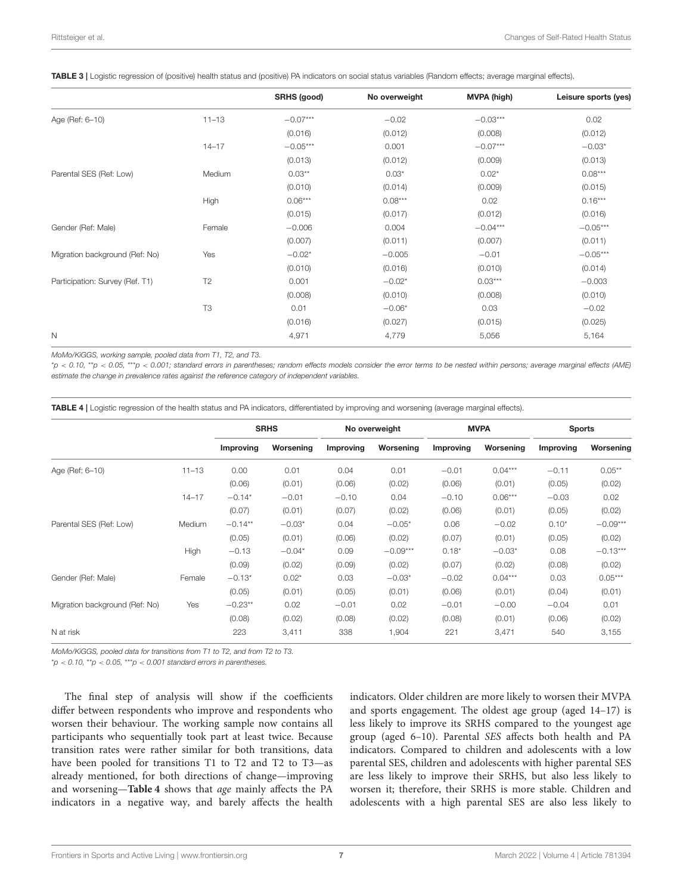**TABLE 3 |** Logistic regression of (positive) health status and (positive) PA indicators on social status variables (Random effects; average marginal effects).

| | | SRHS (good) | No overweight | MVPA (high) | Leisure sports (yes) |
|---|---|---|---|---|---|
| Age (Ref: 6–10) | 11–13 | −0.07*** | −0.02 | −0.03*** | 0.02 |
| | | (0.016) | (0.012) | (0.008) | (0.012) |
| | 14–17 | −0.05*** | 0.001 | −0.07*** | −0.03* |
| | | (0.013) | (0.012) | (0.009) | (0.013) |
| Parental SES (Ref: Low) | Medium | 0.03** | 0.03* | 0.02* | 0.08*** |
| | | (0.010) | (0.014) | (0.009) | (0.015) |
| | High | 0.06*** | 0.08*** | 0.02 | 0.16*** |
| | | (0.015) | (0.017) | (0.012) | (0.016) |
| Gender (Ref: Male) | Female | −0.006 | 0.004 | −0.04*** | −0.05*** |
| | | (0.007) | (0.011) | (0.007) | (0.011) |
| Migration background (Ref: No) | Yes | −0.02* | −0.005 | −0.01 | −0.05*** |
| | | (0.010) | (0.016) | (0.010) | (0.014) |
| Participation: Survey (Ref. T1) | T2 | 0.001 | −0.02* | 0.03*** | −0.003 |
| | | (0.008) | (0.010) | (0.008) | (0.010) |
| | T3 | 0.01 | −0.06* | 0.03 | −0.02 |
| | | (0.016) | (0.027) | (0.015) | (0.025) |
| N | | 4,971 | 4,779 | 5,056 | 5,164 |

*MoMo/KiGGS, working sample, pooled data from T1, T2, and T3.*

*\*p < 0.10, \*\*p < 0.05, \*\*\*p < 0.001; standard errors in parentheses; random effects models consider the error terms to be nested within persons; average marginal effects (AME) estimate the change in prevalence rates against the reference category of independent variables.*

**TABLE 4 |** Logistic regression of the health status and PA indicators, differentiated by improving and worsening (average marginal effects).

| | | SRHS | | No overweight | | MVPA | | Sports | |
|---|---|---|---|---|---|---|---|---|---|
| | | Improving | Worsening | Improving | Worsening | Improving | Worsening | Improving | Worsening |
| Age (Ref: 6–10) | 11–13 | 0.00 | 0.01 | 0.04 | 0.01 | −0.01 | 0.04*** | −0.11 | 0.05** |
| | | (0.06) | (0.01) | (0.06) | (0.02) | (0.06) | (0.01) | (0.05) | (0.02) |
| | 14–17 | −0.14* | −0.01 | −0.10 | 0.04 | −0.10 | 0.06*** | −0.03 | 0.02 |
| | | (0.07) | (0.01) | (0.07) | (0.02) | (0.06) | (0.01) | (0.05) | (0.02) |
| Parental SES (Ref: Low) | Medium | −0.14** | −0.03* | 0.04 | −0.05* | 0.06 | −0.02 | 0.10* | −0.09*** |
| | | (0.05) | (0.01) | (0.06) | (0.02) | (0.07) | (0.01) | (0.05) | (0.02) |
| | High | −0.13 | −0.04* | 0.09 | −0.09*** | 0.18* | −0.03* | 0.08 | −0.13*** |
| | | (0.09) | (0.02) | (0.09) | (0.02) | (0.07) | (0.02) | (0.08) | (0.02) |
| Gender (Ref: Male) | Female | −0.13* | 0.02* | 0.03 | −0.03* | −0.02 | 0.04*** | 0.03 | 0.05*** |
| | | (0.05) | (0.01) | (0.05) | (0.01) | (0.06) | (0.01) | (0.04) | (0.01) |
| Migration background (Ref: No) | Yes | −0.23** | 0.02 | −0.01 | 0.02 | −0.01 | −0.00 | −0.04 | 0.01 |
| | | (0.08) | (0.02) | (0.08) | (0.02) | (0.08) | (0.01) | (0.06) | (0.02) |
| N at risk | | 223 | 3,411 | 338 | 1,904 | 221 | 3,471 | 540 | 3,155 |

*MoMo/KiGGS, pooled data for transitions from T1 to T2, and from T2 to T3.*

*\*p < 0.10, \*\*p < 0.05, \*\*\*p < 0.001 standard errors in parentheses.*

The final step of analysis will show if the coefficients differ between respondents who improve and respondents who worsen their behaviour. The working sample now contains all participants who sequentially took part at least twice. Because transition rates were rather similar for both transitions, data have been pooled for transitions T1 to T2 and T2 to T3—as already mentioned, for both directions of change—improving and worsening—**Table 4** shows that *age* mainly affects the PA indicators in a negative way, and barely affects the health indicators. Older children are more likely to worsen their MVPA and sports engagement. The oldest age group (aged 14–17) is less likely to improve its SRHS compared to the youngest age group (aged 6–10). Parental *SES* affects both health and PA indicators. Compared to children and adolescents with a low parental SES, children and adolescents with higher parental SES are less likely to improve their SRHS, but also less likely to worsen it; therefore, their SRHS is more stable. Children and adolescents with a high parental SES are also less likely to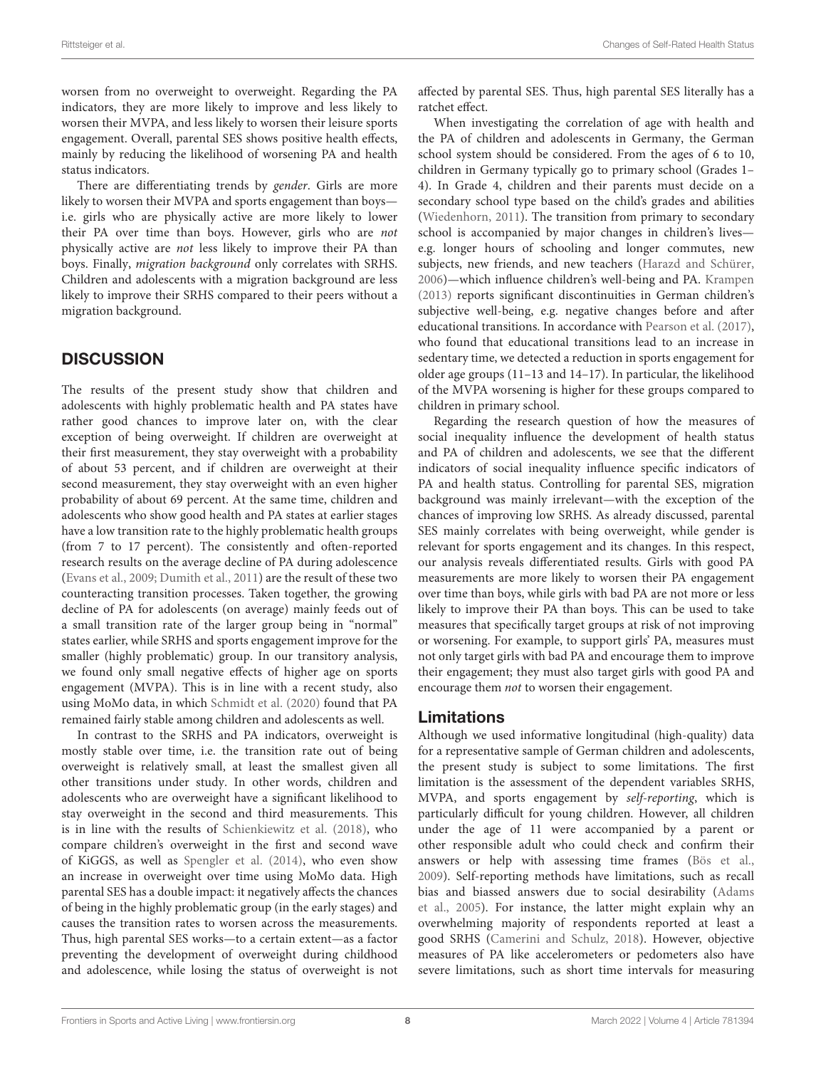worsen from no overweight to overweight. Regarding the PA indicators, they are more likely to improve and less likely to worsen their MVPA, and less likely to worsen their leisure sports engagement. Overall, parental SES shows positive health effects, mainly by reducing the likelihood of worsening PA and health status indicators.

There are differentiating trends by *gender*. Girls are more likely to worsen their MVPA and sports engagement than boys—i.e. girls who are physically active are more likely to lower their PA over time than boys. However, girls who are *not* physically active are *not* less likely to improve their PA than boys. Finally, *migration background* only correlates with SRHS. Children and adolescents with a migration background are less likely to improve their SRHS compared to their peers without a migration background.

## DISCUSSION

The results of the present study show that children and adolescents with highly problematic health and PA states have rather good chances to improve later on, with the clear exception of being overweight. If children are overweight at their first measurement, they stay overweight with a probability of about 53 percent, and if children are overweight at their second measurement, they stay overweight with an even higher probability of about 69 percent. At the same time, children and adolescents who show good health and PA states at earlier stages have a low transition rate to the highly problematic health groups (from 7 to 17 percent). The consistently and often-reported research results on the average decline of PA during adolescence (Evans et al., 2009; Dumith et al., 2011) are the result of these two counteracting transition processes. Taken together, the growing decline of PA for adolescents (on average) mainly feeds out of a small transition rate of the larger group being in "normal" states earlier, while SRHS and sports engagement improve for the smaller (highly problematic) group. In our transitory analysis, we found only small negative effects of higher age on sports engagement (MVPA). This is in line with a recent study, also using MoMo data, in which Schmidt et al. (2020) found that PA remained fairly stable among children and adolescents as well.

In contrast to the SRHS and PA indicators, overweight is mostly stable over time, i.e. the transition rate out of being overweight is relatively small, at least the smallest given all other transitions under study. In other words, children and adolescents who are overweight have a significant likelihood to stay overweight in the second and third measurements. This is in line with the results of Schienkiewitz et al. (2018), who compare children's overweight in the first and second wave of KiGGS, as well as Spengler et al. (2014), who even show an increase in overweight over time using MoMo data. High parental SES has a double impact: it negatively affects the chances of being in the highly problematic group (in the early stages) and causes the transition rates to worsen across the measurements. Thus, high parental SES works—to a certain extent—as a factor preventing the development of overweight during childhood and adolescence, while losing the status of overweight is not affected by parental SES. Thus, high parental SES literally has a ratchet effect.

When investigating the correlation of age with health and the PA of children and adolescents in Germany, the German school system should be considered. From the ages of 6 to 10, children in Germany typically go to primary school (Grades 1–4). In Grade 4, children and their parents must decide on a secondary school type based on the child's grades and abilities (Wiedenhorn, 2011). The transition from primary to secondary school is accompanied by major changes in children's lives—e.g. longer hours of schooling and longer commutes, new subjects, new friends, and new teachers (Harazd and Schürer, 2006)—which influence children's well-being and PA. Krampen (2013) reports significant discontinuities in German children's subjective well-being, e.g. negative changes before and after educational transitions. In accordance with Pearson et al. (2017), who found that educational transitions lead to an increase in sedentary time, we detected a reduction in sports engagement for older age groups (11–13 and 14–17). In particular, the likelihood of the MVPA worsening is higher for these groups compared to children in primary school.

Regarding the research question of how the measures of social inequality influence the development of health status and PA of children and adolescents, we see that the different indicators of social inequality influence specific indicators of PA and health status. Controlling for parental SES, migration background was mainly irrelevant—with the exception of the chances of improving low SRHS. As already discussed, parental SES mainly correlates with being overweight, while gender is relevant for sports engagement and its changes. In this respect, our analysis reveals differentiated results. Girls with good PA measurements are more likely to worsen their PA engagement over time than boys, while girls with bad PA are not more or less likely to improve their PA than boys. This can be used to take measures that specifically target groups at risk of not improving or worsening. For example, to support girls' PA, measures must not only target girls with bad PA and encourage them to improve their engagement; they must also target girls with good PA and encourage them *not* to worsen their engagement.

### Limitations

Although we used informative longitudinal (high-quality) data for a representative sample of German children and adolescents, the present study is subject to some limitations. The first limitation is the assessment of the dependent variables SRHS, MVPA, and sports engagement by *self-reporting*, which is particularly difficult for young children. However, all children under the age of 11 were accompanied by a parent or other responsible adult who could check and confirm their answers or help with assessing time frames (Bös et al., 2009). Self-reporting methods have limitations, such as recall bias and biassed answers due to social desirability (Adams et al., 2005). For instance, the latter might explain why an overwhelming majority of respondents reported at least a good SRHS (Camerini and Schulz, 2018). However, objective measures of PA like accelerometers or pedometers also have severe limitations, such as short time intervals for measuring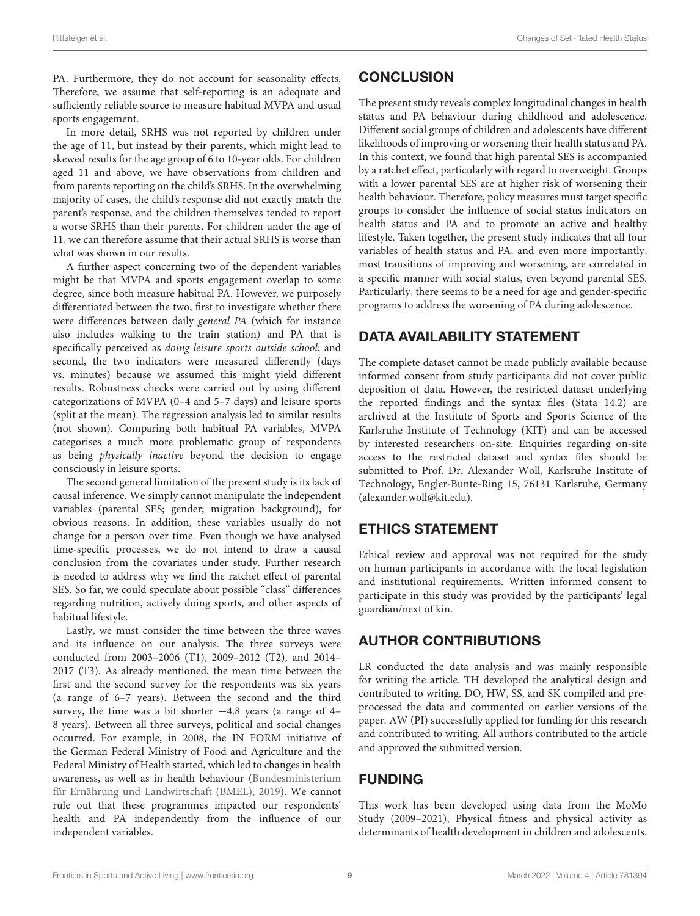PA. Furthermore, they do not account for seasonality effects. Therefore, we assume that self-reporting is an adequate and sufficiently reliable source to measure habitual MVPA and usual sports engagement.

In more detail, SRHS was not reported by children under the age of 11, but instead by their parents, which might lead to skewed results for the age group of 6 to 10-year olds. For children aged 11 and above, we have observations from children and from parents reporting on the child's SRHS. In the overwhelming majority of cases, the child's response did not exactly match the parent's response, and the children themselves tended to report a worse SRHS than their parents. For children under the age of 11, we can therefore assume that their actual SRHS is worse than what was shown in our results.

A further aspect concerning two of the dependent variables might be that MVPA and sports engagement overlap to some degree, since both measure habitual PA. However, we purposely differentiated between the two, first to investigate whether there were differences between daily *general PA* (which for instance also includes walking to the train station) and PA that is specifically perceived as *doing leisure sports outside school*; and second, the two indicators were measured differently (days vs. minutes) because we assumed this might yield different results. Robustness checks were carried out by using different categorizations of MVPA (0–4 and 5–7 days) and leisure sports (split at the mean). The regression analysis led to similar results (not shown). Comparing both habitual PA variables, MVPA categorises a much more problematic group of respondents as being *physically inactive* beyond the decision to engage consciously in leisure sports.

The second general limitation of the present study is its lack of causal inference. We simply cannot manipulate the independent variables (parental SES; gender; migration background), for obvious reasons. In addition, these variables usually do not change for a person over time. Even though we have analysed time-specific processes, we do not intend to draw a causal conclusion from the covariates under study. Further research is needed to address why we find the ratchet effect of parental SES. So far, we could speculate about possible "class" differences regarding nutrition, actively doing sports, and other aspects of habitual lifestyle.

Lastly, we must consider the time between the three waves and its influence on our analysis. The three surveys were conducted from 2003–2006 (T1), 2009–2012 (T2), and 2014–2017 (T3). As already mentioned, the mean time between the first and the second survey for the respondents was six years (a range of 6–7 years). Between the second and the third survey, the time was a bit shorter −4.8 years (a range of 4–8 years). Between all three surveys, political and social changes occurred. For example, in 2008, the IN FORM initiative of the German Federal Ministry of Food and Agriculture and the Federal Ministry of Health started, which led to changes in health awareness, as well as in health behaviour (Bundesministerium für Ernährung und Landwirtschaft (BMEL), 2019). We cannot rule out that these programmes impacted our respondents' health and PA independently from the influence of our independent variables.

## CONCLUSION

The present study reveals complex longitudinal changes in health status and PA behaviour during childhood and adolescence. Different social groups of children and adolescents have different likelihoods of improving or worsening their health status and PA. In this context, we found that high parental SES is accompanied by a ratchet effect, particularly with regard to overweight. Groups with a lower parental SES are at higher risk of worsening their health behaviour. Therefore, policy measures must target specific groups to consider the influence of social status indicators on health status and PA and to promote an active and healthy lifestyle. Taken together, the present study indicates that all four variables of health status and PA, and even more importantly, most transitions of improving and worsening, are correlated in a specific manner with social status, even beyond parental SES. Particularly, there seems to be a need for age and gender-specific programs to address the worsening of PA during adolescence.

## DATA AVAILABILITY STATEMENT

The complete dataset cannot be made publicly available because informed consent from study participants did not cover public deposition of data. However, the restricted dataset underlying the reported findings and the syntax files (Stata 14.2) are archived at the Institute of Sports and Sports Science of the Karlsruhe Institute of Technology (KIT) and can be accessed by interested researchers on-site. Enquiries regarding on-site access to the restricted dataset and syntax files should be submitted to Prof. Dr. Alexander Woll, Karlsruhe Institute of Technology, Engler-Bunte-Ring 15, 76131 Karlsruhe, Germany (alexander.woll@kit.edu).

## ETHICS STATEMENT

Ethical review and approval was not required for the study on human participants in accordance with the local legislation and institutional requirements. Written informed consent to participate in this study was provided by the participants' legal guardian/next of kin.

## AUTHOR CONTRIBUTIONS

LR conducted the data analysis and was mainly responsible for writing the article. TH developed the analytical design and contributed to writing. DO, HW, SS, and SK compiled and pre-processed the data and commented on earlier versions of the paper. AW (PI) successfully applied for funding for this research and contributed to writing. All authors contributed to the article and approved the submitted version.

## FUNDING

This work has been developed using data from the MoMo Study (2009–2021), Physical fitness and physical activity as determinants of health development in children and adolescents.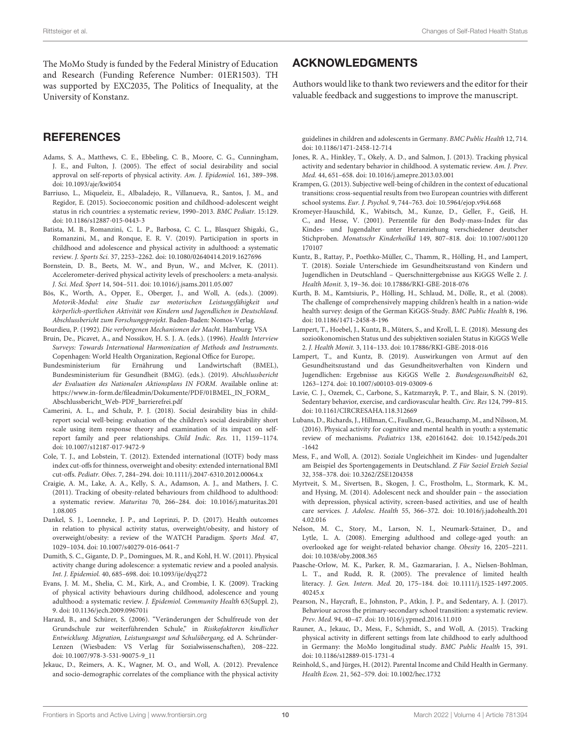The MoMo Study is funded by the Federal Ministry of Education and Research (Funding Reference Number: 01ER1503). TH was supported by EXC2035, The Politics of Inequality, at the University of Konstanz.

## ACKNOWLEDGMENTS

Authors would like to thank two reviewers and the editor for their valuable feedback and suggestions to improve the manuscript.

## REFERENCES

Adams, S. A., Matthews, C. E., Ebbeling, C. B., Moore, C. G., Cunningham, J. E., and Fulton, J. (2005). The effect of social desirability and social approval on self-reports of physical activity. *Am. J. Epidemiol.* 161, 389–398. doi: 10.1093/aje/kwi054

Barriuso, L., Miqueleiz, E., Albaladejo, R., Villanueva, R., Santos, J. M., and Regidor, E. (2015). Socioeconomic position and childhood-adolescent weight status in rich countries: a systematic review, 1990–2013. *BMC Pediatr.* 15:129. doi: 10.1186/s12887-015-0443-3

Batista, M. B., Romanzini, C. L. P., Barbosa, C. C. L., Blasquez Shigaki, G., Romanzini, M., and Ronque, E. R. V. (2019). Participation in sports in childhood and adolescence and physical activity in adulthood: a systematic review. *J. Sports Sci.* 37, 2253–2262. doi: 10.1080/02640414.2019.1627696

Bornstein, D. B., Beets, M. W., and Byun, W., and McIver, K. (2011). Accelerometer-derived physical activity levels of preschoolers: a meta-analysis. *J. Sci. Med. Sport* 14, 504–511. doi: 10.1016/j.jsams.2011.05.007

Bös, K., Worth, A., Opper, E., Oberger, J., and Woll, A. (eds.). (2009). *Motorik-Modul: eine Studie zur motorischen Leistungsfähigkeit und körperlich-sportlichen Aktivität von Kindern und Jugendlichen in Deutschland. Abschlussbericht zum Forschungsprojekt*. Baden-Baden: Nomos-Verlag.

Bourdieu, P. (1992). *Die verborgenen Mechanismen der Macht*. Hamburg: VSA

Bruin, De., Picavet, A., and Nossikov, H. S. J. A. (eds.). (1996). *Health Interview Surveys: Towards International Harmonization of Methods and Instruments*. Copenhagen: World Health Organization, Regional Office for Europe;.

Bundesministerium für Ernährung und Landwirtschaft (BMEL), Bundesministerium für Gesundheit (BMG). (eds.). (2019). *Abschlussbericht der Evaluation des Nationalen Aktionsplans IN FORM*. Available online at: https://www.in-form.de/fileadmin/Dokumente/PDF/01BMEL_IN_FORM_Abschlussbericht_Web-PDF_barrierefrei.pdf

Camerini, A. L., and Schulz, P. J. (2018). Social desirability bias in child-report social well-being: evaluation of the children's social desirability short scale using item response theory and examination of its impact on self-report family and peer relationships. *Child Indic. Res.* 11, 1159–1174. doi: 10.1007/s12187-017-9472-9

Cole, T. J., and Lobstein, T. (2012). Extended international (IOTF) body mass index cut-offs for thinness, overweight and obesity: extended international BMI cut-offs. *Pediatr. Obes.* 7, 284–294. doi: 10.1111/j.2047-6310.2012.00064.x

Craigie, A. M., Lake, A. A., Kelly, S. A., Adamson, A. J., and Mathers, J. C. (2011). Tracking of obesity-related behaviours from childhood to adulthood: a systematic review. *Maturitas* 70, 266–284. doi: 10.1016/j.maturitas.2011.08.005

Dankel, S. J., Loenneke, J. P., and Loprinzi, P. D. (2017). Health outcomes in relation to physical activity status, overweight/obesity, and history of overweight/obesity: a review of the WATCH Paradigm. *Sports Med.* 47, 1029–1034. doi: 10.1007/s40279-016-0641-7

Dumith, S. C., Gigante, D. P., Domingues, M. R., and Kohl, H. W. (2011). Physical activity change during adolescence: a systematic review and a pooled analysis. *Int. J. Epidemiol.* 40, 685–698. doi: 10.1093/ije/dyq272

Evans, J. M. M., Shelia, C. M., Kirk, A., and Crombie, I. K. (2009). Tracking of physical activity behaviours during childhood, adolescence and young adulthood: a systematic review. *J. Epidemiol. Community Health* 63(Suppl. 2), 9. doi: 10.1136/jech.2009.096701i

Harazd, B., and Schürer, S. (2006). "Veränderungen der Schulfreude von der Grundschule zur weiterführenden Schule," in *Risikofaktoren kindlicher Entwicklung. Migration, Leistungsangst und Schulübergang*, ed A. Schründer-Lenzen (Wiesbaden: VS Verlag für Sozialwissenschaften), 208–222. doi: 10.1007/978-3-531-90075-9_11

Jekauc, D., Reimers, A. K., Wagner, M. O., and Woll, A. (2012). Prevalence and socio-demographic correlates of the compliance with the physical activity guidelines in children and adolescents in Germany. *BMC Public Health* 12, 714. doi: 10.1186/1471-2458-12-714

Jones, R. A., Hinkley, T., Okely, A. D., and Salmon, J. (2013). Tracking physical activity and sedentary behavior in childhood. A systematic review. *Am. J. Prev. Med.* 44, 651–658. doi: 10.1016/j.amepre.2013.03.001

Krampen, G. (2013). Subjective well-being of children in the context of educational transitions: cross-sequential results from two European countries with different school systems. *Eur. J. Psychol.* 9, 744–763. doi: 10.5964/ejop.v9i4.668

Kromeyer-Hauschild, K., Wabitsch, M., Kunze, D., Geller, F., Geiß, H. C., and Hesse, V. (2001). Perzentile für den Body-mass-Index für das Kindes- und Jugendalter unter Heranziehung verschiedener deutscher Stichproben. *Monatsschr Kinderheilkd* 149, 807–818. doi: 10.1007/s001120170107

Kuntz, B., Rattay, P., Poethko-Müller, C., Thamm, R., Hölling, H., and Lampert, T. (2018). Soziale Unterschiede im Gesundheitszustand von Kindern und Jugendlichen in Deutschland – Querschnittergebnisse aus KiGGS Welle 2. *J. Health Monit.* 3, 19–36. doi: 10.17886/RKI-GBE-2018-076

Kurth, B. M., Kamtsiuris, P., Hölling, H., Schlaud, M., Dölle, R., et al. (2008). The challenge of comprehensively mapping children's health in a nation-wide health survey: design of the German KiGGS-Study. *BMC Public Health* 8, 196. doi: 10.1186/1471-2458-8-196

Lampert, T., Hoebel, J., Kuntz, B., Müters, S., and Kroll, L. E. (2018). Messung des sozioökonomischen Status und des subjektiven sozialen Status in KiGGS Welle 2. *J. Health Monit.* 3, 114–133. doi: 10.17886/RKI-GBE-2018-016

Lampert, T., and Kuntz, B. (2019). Auswirkungen von Armut auf den Gesundheitszustand und das Gesundheitsverhalten von Kindern und Jugendlichen: Ergebnisse aus KiGGS Welle 2. *Bundesgesundheitsbl* 62, 1263–1274. doi: 10.1007/s00103-019-03009-6

Lavie, C. J., Ozemek, C., Carbone, S., Katzmarzyk, P. T., and Blair, S. N. (2019). Sedentary behavior, exercise, and cardiovascular health. *Circ. Res* 124, 799–815. doi: 10.1161/CIRCRESAHA.118.312669

Lubans, D., Richards, J., Hillman, C., Faulkner, G., Beauchamp, M., and Nilsson, M. (2016). Physical activity for cognitive and mental health in youth: a systematic review of mechanisms. *Pediatrics* 138, e20161642. doi: 10.1542/peds.2016-1642

Mess, F., and Woll, A. (2012). Soziale Ungleichheit im Kindes- und Jugendalter am Beispiel des Sportengagements in Deutschland. *Z Für Soziol Erzieh Sozial* 32, 358–378. doi: 10.3262/ZSE1204358

Myrtveit, S. M., Sivertsen, B., Skogen, J. C., Frostholm, L., Stormark, K. M., and Hysing, M. (2014). Adolescent neck and shoulder pain – the association with depression, physical activity, screen-based activities, and use of health care services. *J. Adolesc. Health* 55, 366–372. doi: 10.1016/j.jadohealth.2014.02.016

Nelson, M. C., Story, M., Larson, N. I., Neumark-Sztainer, D., and Lytle, L. A. (2008). Emerging adulthood and college-aged youth: an overlooked age for weight-related behavior change. *Obesity* 16, 2205–2211. doi: 10.1038/oby.2008.365

Paasche-Orlow, M. K., Parker, R. M., Gazmararian, J. A., Nielsen-Bohlman, L. T., and Rudd, R. R. (2005). The prevalence of limited health literacy. *J. Gen. Intern. Med.* 20, 175–184. doi: 10.1111/j.1525-1497.2005.40245.x

Pearson, N., Haycraft, E., Johnston, P., Atkin, J. P., and Sedentary, A. J. (2017). Behaviour across the primary-secondary school transition: a systematic review. *Prev. Med.* 94, 40–47. doi: 10.1016/j.ypmed.2016.11.010

Rauner, A., Jekauc, D., Mess, F., Schmidt, S., and Woll, A. (2015). Tracking physical activity in different settings from late childhood to early adulthood in Germany: the MoMo longitudinal study. *BMC Public Health* 15, 391. doi: 10.1186/s12889-015-1731-4

Reinhold, S., and Jürges, H. (2012). Parental Income and Child Health in Germany. *Health Econ.* 21, 562–579. doi: 10.1002/hec.1732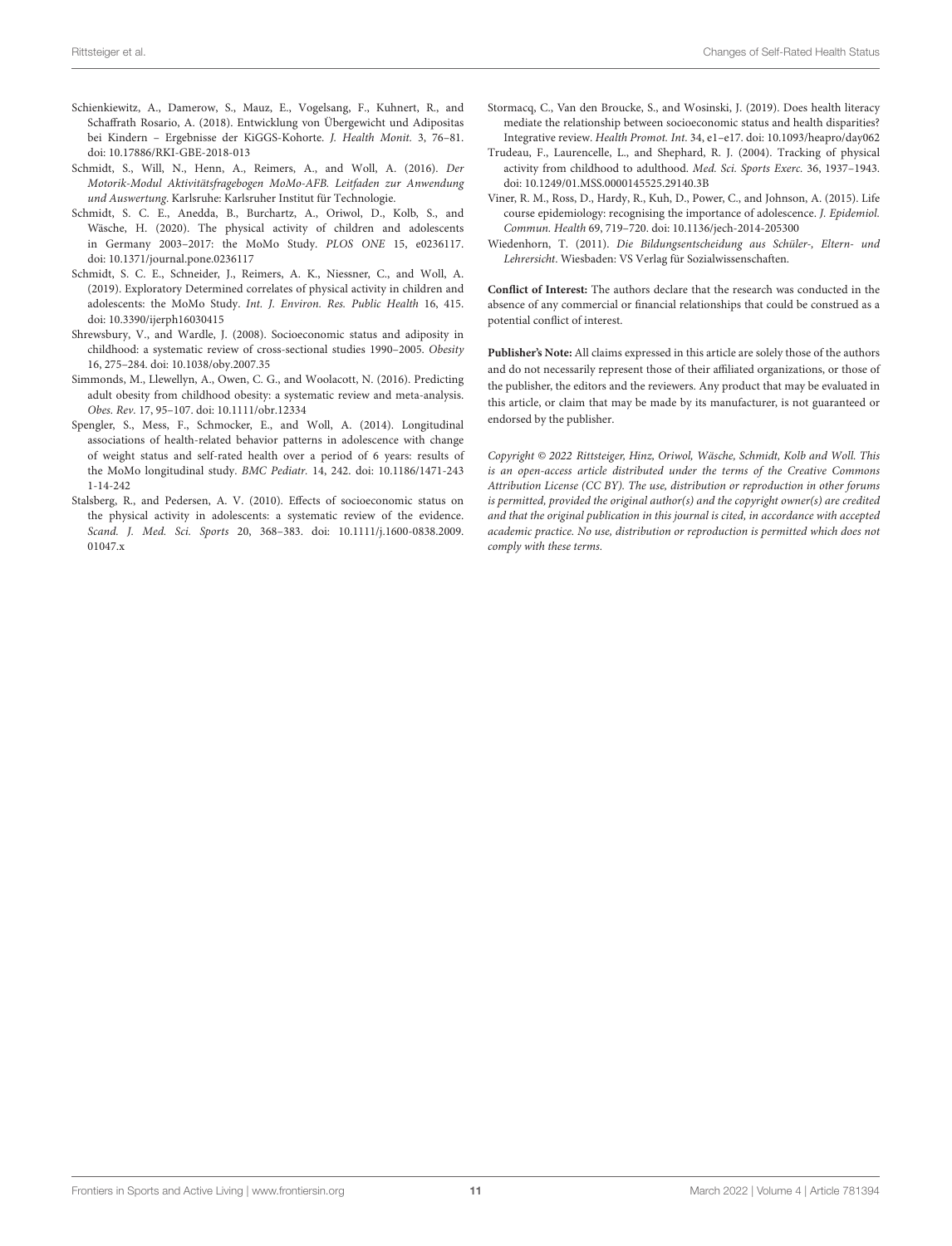Schienkiewitz, A., Damerow, S., Mauz, E., Vogelsang, F., Kuhnert, R., and Schaffrath Rosario, A. (2018). Entwicklung von Übergewicht und Adipositas bei Kindern – Ergebnisse der KiGGS-Kohorte. *J. Health Monit.* 3, 76–81. doi: 10.17886/RKI-GBE-2018-013

Schmidt, S., Will, N., Henn, A., Reimers, A., and Woll, A. (2016). *Der Motorik-Modul Aktivitätsfragebogen MoMo-AFB. Leitfaden zur Anwendung und Auswertung*. Karlsruhe: Karlsruher Institut für Technologie.

Schmidt, S. C. E., Anedda, B., Burchartz, A., Oriwol, D., Kolb, S., and Wäsche, H. (2020). The physical activity of children and adolescents in Germany 2003–2017: the MoMo Study. *PLOS ONE* 15, e0236117. doi: 10.1371/journal.pone.0236117

Schmidt, S. C. E., Schneider, J., Reimers, A. K., Niessner, C., and Woll, A. (2019). Exploratory Determined correlates of physical activity in children and adolescents: the MoMo Study. *Int. J. Environ. Res. Public Health* 16, 415. doi: 10.3390/ijerph16030415

Shrewsbury, V., and Wardle, J. (2008). Socioeconomic status and adiposity in childhood: a systematic review of cross-sectional studies 1990–2005. *Obesity* 16, 275–284. doi: 10.1038/oby.2007.35

Simmonds, M., Llewellyn, A., Owen, C. G., and Woolacott, N. (2016). Predicting adult obesity from childhood obesity: a systematic review and meta-analysis. *Obes. Rev.* 17, 95–107. doi: 10.1111/obr.12334

Spengler, S., Mess, F., Schmocker, E., and Woll, A. (2014). Longitudinal associations of health-related behavior patterns in adolescence with change of weight status and self-rated health over a period of 6 years: results of the MoMo longitudinal study. *BMC Pediatr.* 14, 242. doi: 10.1186/1471-2431-14-242

Stalsberg, R., and Pedersen, A. V. (2010). Effects of socioeconomic status on the physical activity in adolescents: a systematic review of the evidence. *Scand. J. Med. Sci. Sports* 20, 368–383. doi: 10.1111/j.1600-0838.2009.01047.x

Stormacq, C., Van den Broucke, S., and Wosinski, J. (2019). Does health literacy mediate the relationship between socioeconomic status and health disparities? Integrative review. *Health Promot. Int.* 34, e1–e17. doi: 10.1093/heapro/day062

Trudeau, F., Laurencelle, L., and Shephard, R. J. (2004). Tracking of physical activity from childhood to adulthood. *Med. Sci. Sports Exerc.* 36, 1937–1943. doi: 10.1249/01.MSS.0000145525.29140.3B

Viner, R. M., Ross, D., Hardy, R., Kuh, D., Power, C., and Johnson, A. (2015). Life course epidemiology: recognising the importance of adolescence. *J. Epidemiol. Commun. Health* 69, 719–720. doi: 10.1136/jech-2014-205300

Wiedenhorn, T. (2011). *Die Bildungsentscheidung aus Schüler-, Eltern- und Lehrersicht*. Wiesbaden: VS Verlag für Sozialwissenschaften.

**Conflict of Interest:** The authors declare that the research was conducted in the absence of any commercial or financial relationships that could be construed as a potential conflict of interest.

**Publisher's Note:** All claims expressed in this article are solely those of the authors and do not necessarily represent those of their affiliated organizations, or those of the publisher, the editors and the reviewers. Any product that may be evaluated in this article, or claim that may be made by its manufacturer, is not guaranteed or endorsed by the publisher.

*Copyright © 2022 Rittsteiger, Hinz, Oriwol, Wäsche, Schmidt, Kolb and Woll. This is an open-access article distributed under the terms of the Creative Commons Attribution License (CC BY). The use, distribution or reproduction in other forums is permitted, provided the original author(s) and the copyright owner(s) are credited and that the original publication in this journal is cited, in accordance with accepted academic practice. No use, distribution or reproduction is permitted which does not comply with these terms.*